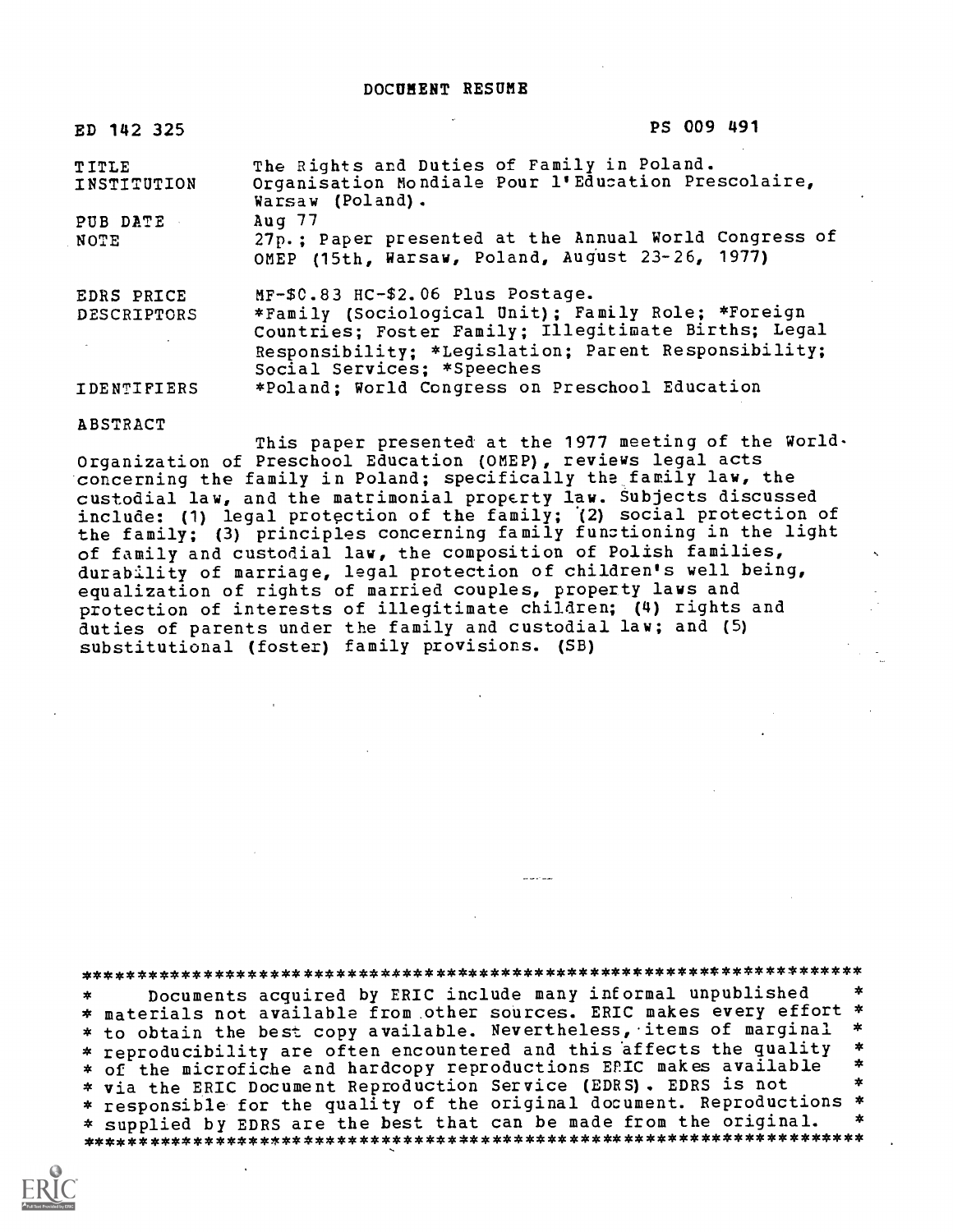DOCUMENT RESUME

| | |
|---|---|
| ED 142 325 | PS 009 491 |
| TITLE | The Rights and Duties of Family in Poland. |
| INSTITUTION | Organisation Mondiale Pour l'Education Prescolaire, Warsaw (Poland). |
| PUB DATE | Aug 77 |
| NOTE | 27p.; Paper presented at the Annual World Congress of OMEP (15th, Warsaw, Poland, August 23-26, 1977) |
| EDRS PRICE | MF-$0.83 HC-$2.06 Plus Postage. |
| DESCRIPTORS | *Family (Sociological Unit); Family Role; *Foreign Countries; Foster Family; Illegitimate Births; Legal Responsibility; *Legislation; Parent Responsibility; Social Services; *Speeches |
| IDENTIFIERS | *Poland; World Congress on Preschool Education |

ABSTRACT

This paper presented at the 1977 meeting of the World Organization of Preschool Education (OMEP), reviews legal acts concerning the family in Poland; specifically the family law, the custodial law, and the matrimonial property law. Subjects discussed include: (1) legal protection of the family; (2) social protection of the family; (3) principles concerning family functioning in the light of family and custodial law, the composition of Polish families, durability of marriage, legal protection of children's well being, equalization of rights of married couples, property laws and protection of interests of illegitimate children; (4) rights and duties of parents under the family and custodial law; and (5) substitutional (foster) family provisions. (SB)

***********************************************************************
* Documents acquired by ERIC include many informal unpublished *
* materials not available from other sources. ERIC makes every effort *
* to obtain the best copy available. Nevertheless, items of marginal *
* reproducibility are often encountered and this affects the quality *
* of the microfiche and hardcopy reproductions ERIC makes available *
* via the ERIC Document Reproduction Service (EDRS). EDRS is not *
* responsible for the quality of the original document. Reproductions *
* supplied by EDRS are the best that can be made from the original. *
***********************************************************************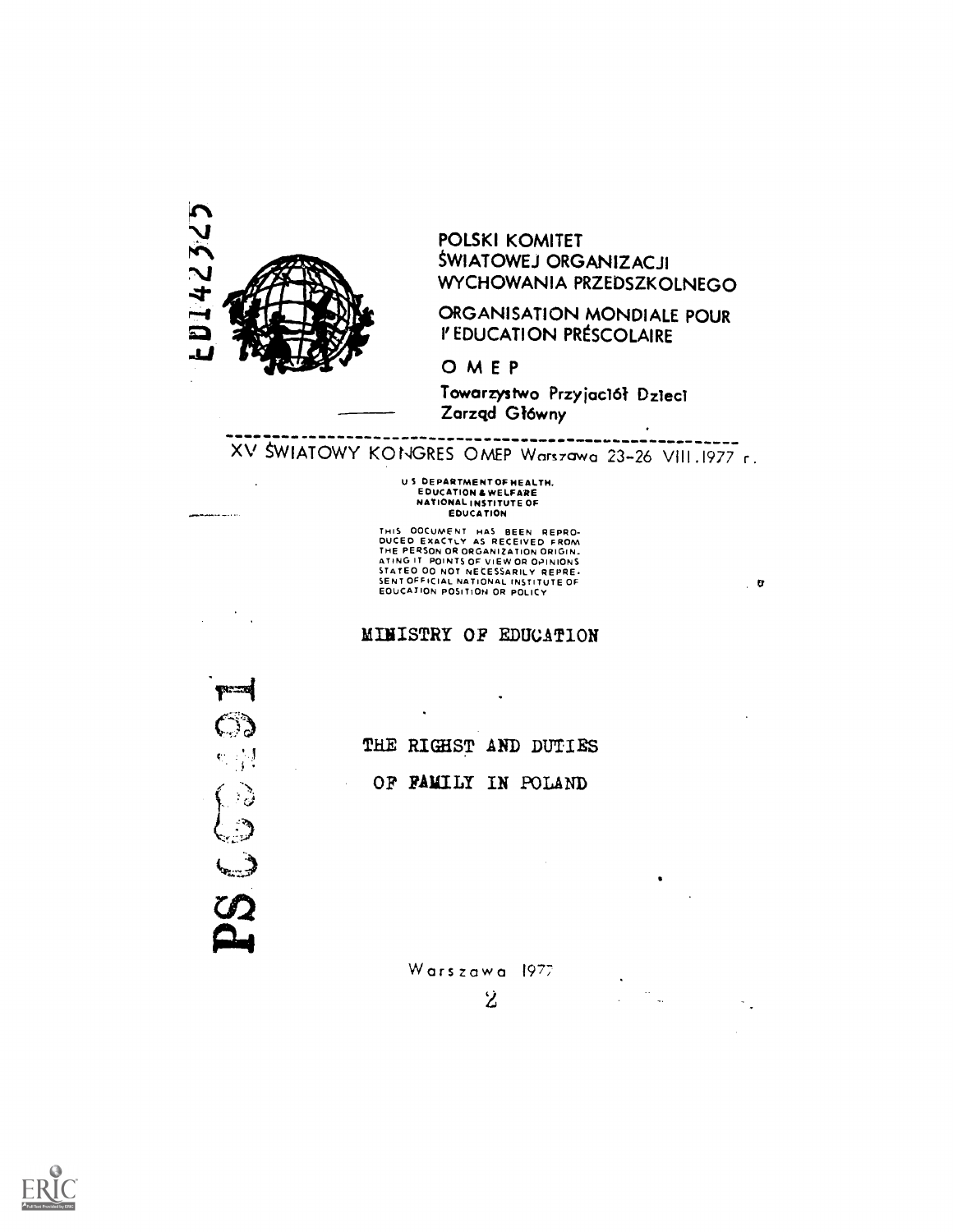POLSKI KOMITET
ŚWIATOWEJ ORGANIZACJI
WYCHOWANIA PRZEDSZKOLNEGO

ORGANISATION MONDIALE POUR
l'EDUCATION PRÉSCOLAIRE

O M E P

Towarzystwo Przyjaciół Dzieci
Zarząd Główny

XV ŚWIATOWY KONGRES OMEP Warszawa 23-26 VIII.1977 r.

U S DEPARTMENT OF HEALTH, EDUCATION & WELFARE
NATIONAL INSTITUTE OF EDUCATION

THIS DOCUMENT HAS BEEN REPRODUCED EXACTLY AS RECEIVED FROM THE PERSON OR ORGANIZATION ORIGINATING IT. POINTS OF VIEW OR OPINIONS STATED DO NOT NECESSARILY REPRESENT OFFICIAL NATIONAL INSTITUTE OF EDUCATION POSITION OR POLICY

MINISTRY OF EDUCATION

# THE RIGHST AND DUTIES OF FAMILY IN POLAND

Warszawa 1977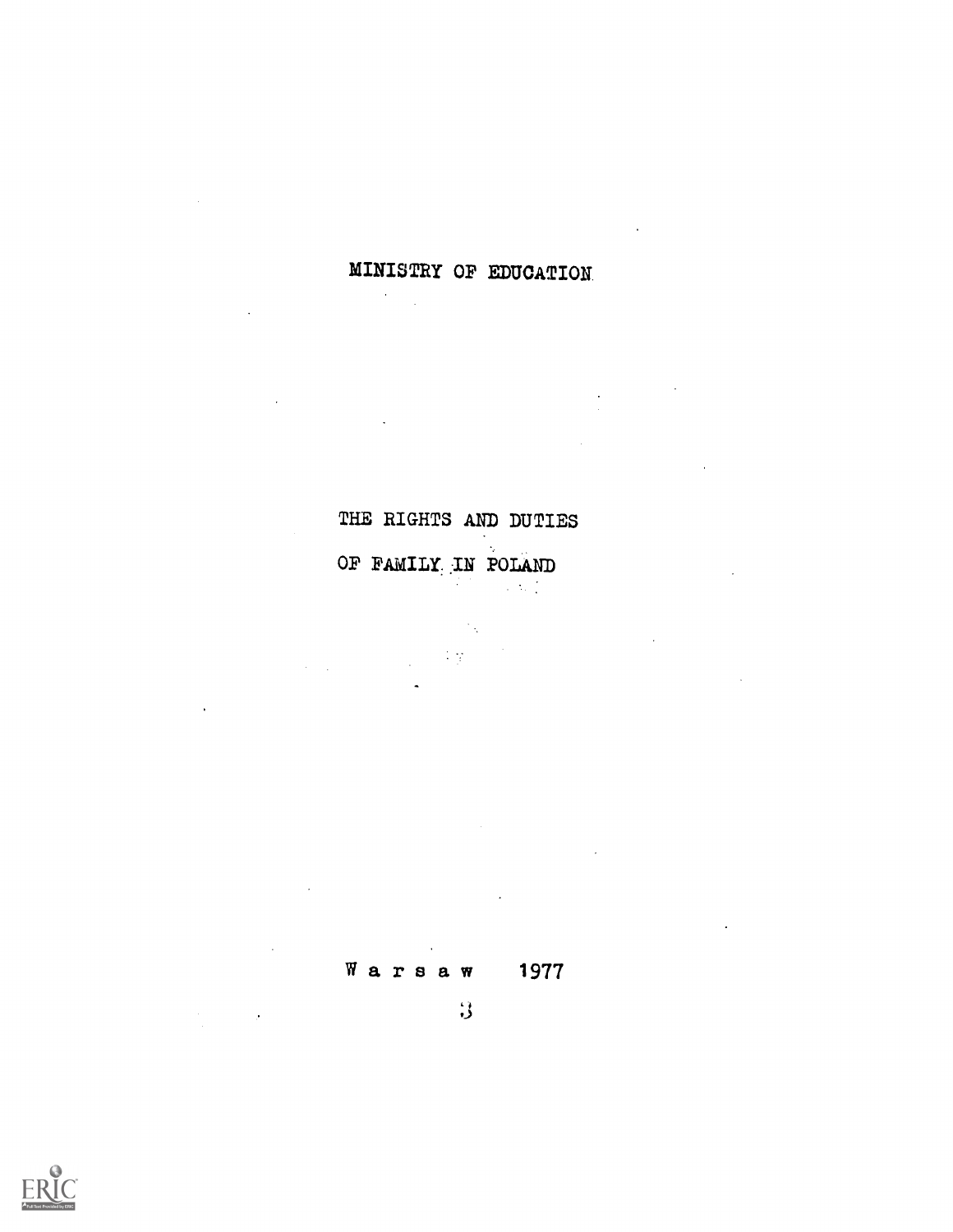MINISTRY OF EDUCATION

# THE RIGHTS AND DUTIES OF FAMILY IN POLAND

W a r s a w 1977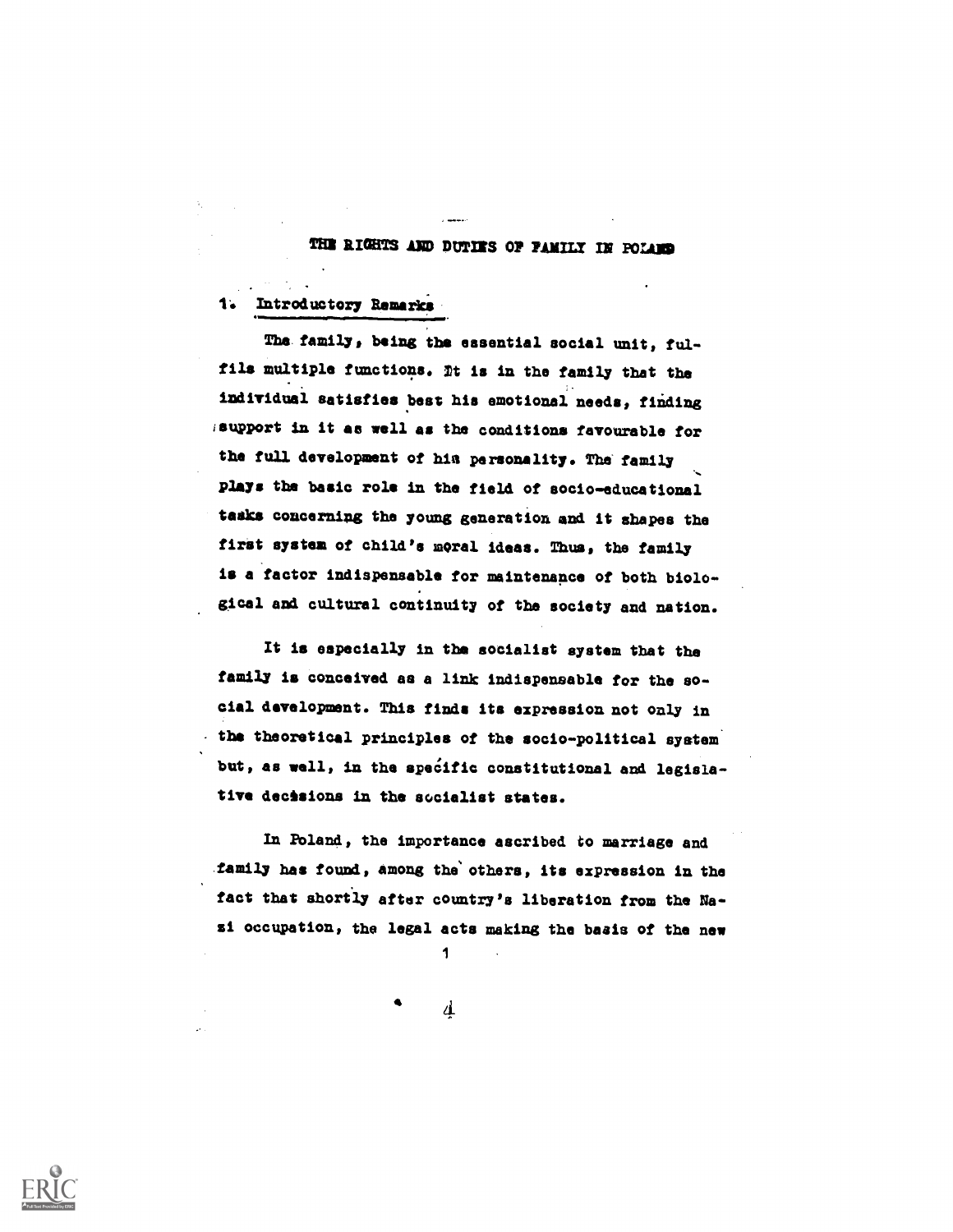# THE RIGHTS AND DUTIES OF FAMILY IN POLAND

## 1. Introductory Remarks

The family, being the essential social unit, fulfils multiple functions. It is in the family that the individual satisfies best his emotional needs, finding support in it as well as the conditions favourable for the full development of his personality. The family plays the basic role in the field of socio-educational tasks concerning the young generation and it shapes the first system of child's moral ideas. Thus, the family is a factor indispensable for maintenance of both biological and cultural continuity of the society and nation.

It is especially in the socialist system that the family is conceived as a link indispensable for the social development. This finds its expression not only in the theoretical principles of the socio-political system but, as well, in the specific constitutional and legislative decisions in the socialist states.

In Poland, the importance ascribed to marriage and family has found, among the others, its expression in the fact that shortly after country's liberation from the Nazi occupation, the legal acts making the basis of the new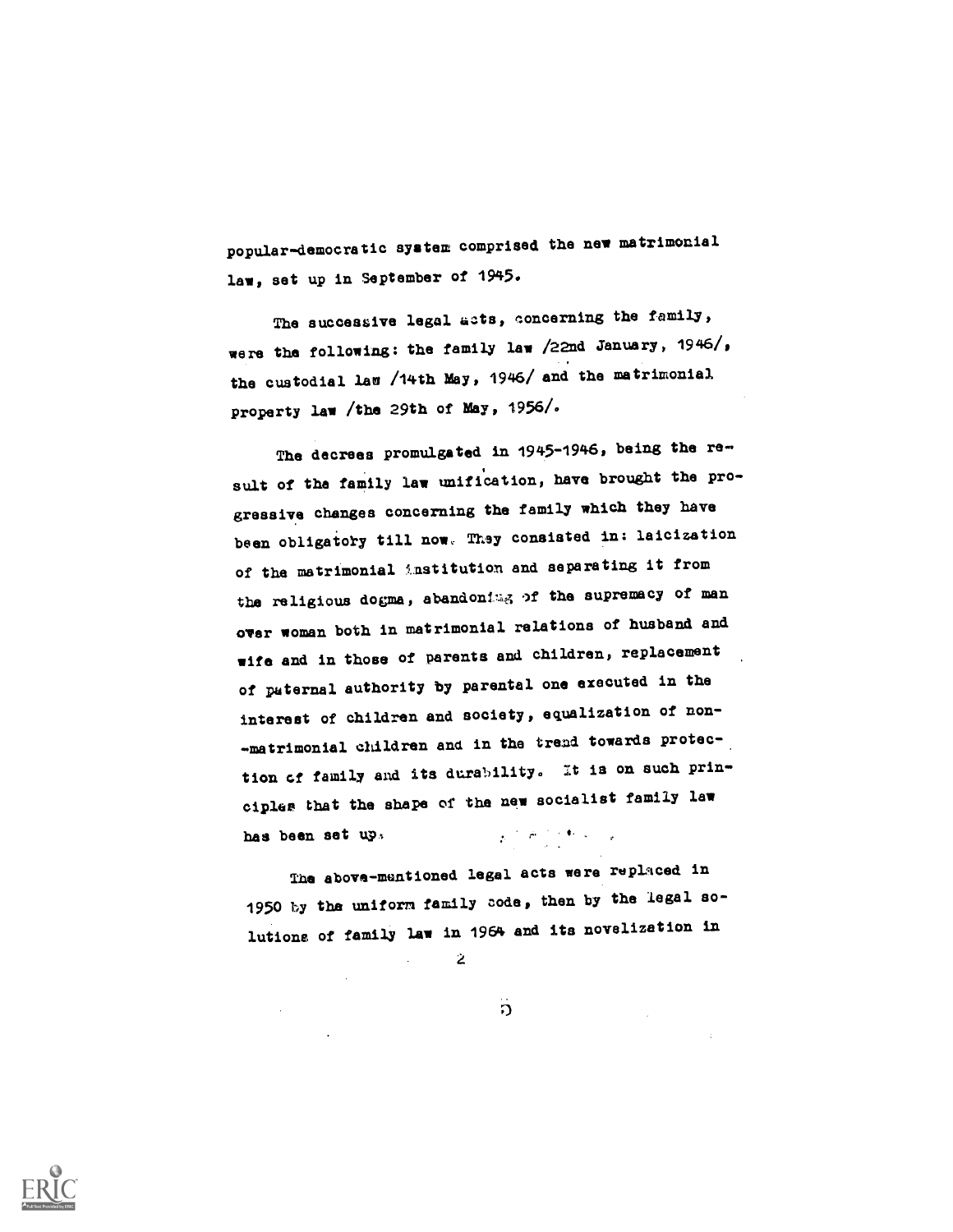popular-democratic system comprised the new matrimonial law, set up in September of 1945.

The successive legal acts, concerning the family, were the following: the family law /22nd January, 1946/, the custodial law /14th May, 1946/ and the matrimonial property law /the 29th of May, 1956/.

The decrees promulgated in 1945-1946, being the result of the family law unification, have brought the progressive changes concerning the family which they have been obligatory till now. They consisted in: laicization of the matrimonial institution and separating it from the religious dogma, abandoning of the supremacy of man over woman both in matrimonial relations of husband and wife and in those of parents and children, replacement of paternal authority by parental one executed in the interest of children and society, equalization of non--matrimonial children and in the trend towards protection of family and its durability. It is on such principles that the shape of the new socialist family law has been set up.

The above-mentioned legal acts were replaced in 1950 by the uniform family code, then by the legal solutions of family law in 1964 and its novelization in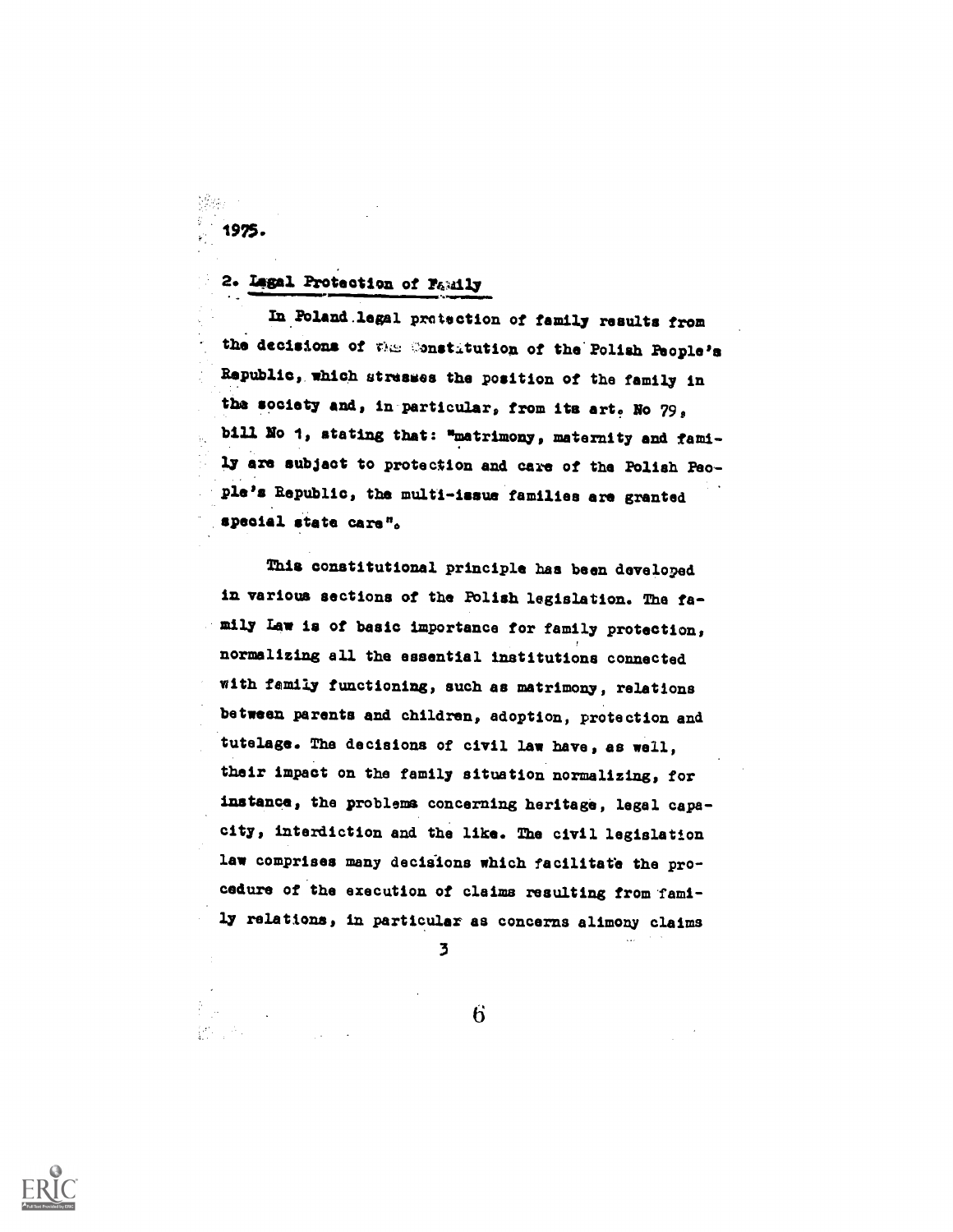1975.

## 2. Legal Protection of Family

In Poland legal protection of family results from the decisions of the Constitution of the Polish People's Republic, which stresses the position of the family in the society and, in particular, from its art. No 79, bill No 1, stating that: "matrimony, maternity and family are subject to protection and care of the Polish People's Republic, the multi-issue families are granted special state care".

This constitutional principle has been developed in various sections of the Polish legislation. The family Law is of basic importance for family protection, normalizing all the essential institutions connected with family functioning, such as matrimony, relations between parents and children, adoption, protection and tutelage. The decisions of civil law have, as well, their impact on the family situation normalizing, for instance, the problems concerning heritage, legal capacity, interdiction and the like. The civil legislation law comprises many decisions which facilitate the procedure of the execution of claims resulting from family relations, in particular as concerns alimony claims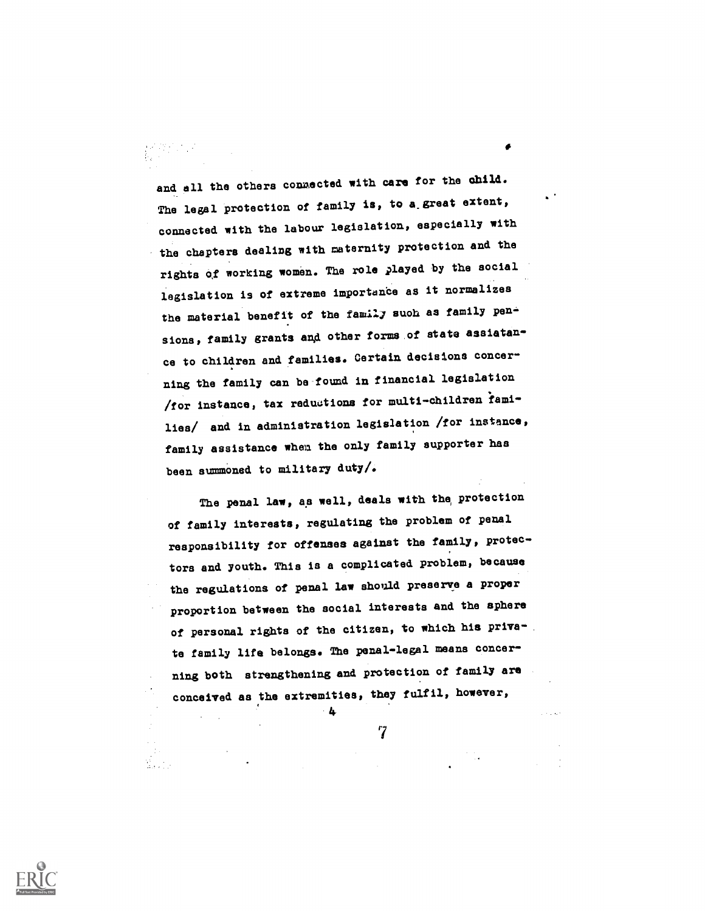and all the others connected with care for the child. The legal protection of family is, to a great extent, connected with the labour legislation, especially with the chapters dealing with maternity protection and the rights of working women. The role played by the social legislation is of extreme importance as it normalizes the material benefit of the family such as family pensions, family grants and other forms of state assistance to children and families. Certain decisions concerning the family can be found in financial legislation /for instance, tax reductions for multi-children families/ and in administration legislation /for instance, family assistance when the only family supporter has been summoned to military duty/.

The penal law, as well, deals with the protection of family interests, regulating the problem of penal responsibility for offenses against the family, protectors and youth. This is a complicated problem, because the regulations of penal law should preserve a proper proportion between the social interests and the sphere of personal rights of the citizen, to which his private family life belongs. The penal-legal means concerning both strengthening and protection of family are conceived as the extremities, they fulfil, however,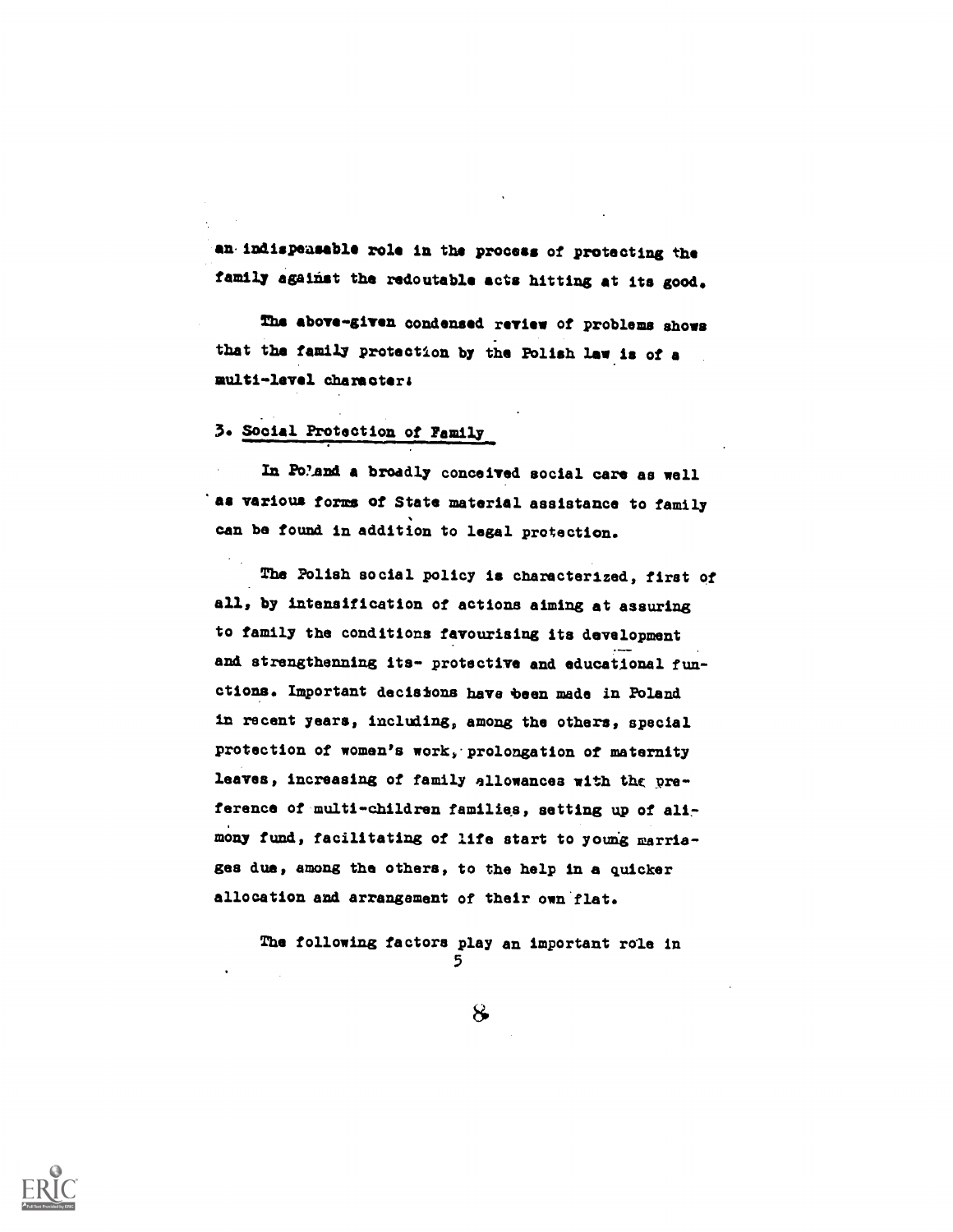an indispensable role in the process of protecting the family against the redoutable acts hitting at its good.

The above-given condensed review of problems shows that the family protection by the Polish law is of a multi-level character.

## 3. Social Protection of Family

In Poland a broadly conceived social care as well as various forms of State material assistance to family can be found in addition to legal protection.

The Polish social policy is characterized, first of all, by intensification of actions aiming at assuring to family the conditions favourising its development and strengthenning its- protective and educational functions. Important decisions have been made in Poland in recent years, including, among the others, special protection of women's work, prolongation of maternity leaves, increasing of family allowances with the preference of multi-children families, setting up of alimony fund, facilitating of life start to young marriages due, among the others, to the help in a quicker allocation and arrangement of their own flat.

The following factors play an important role in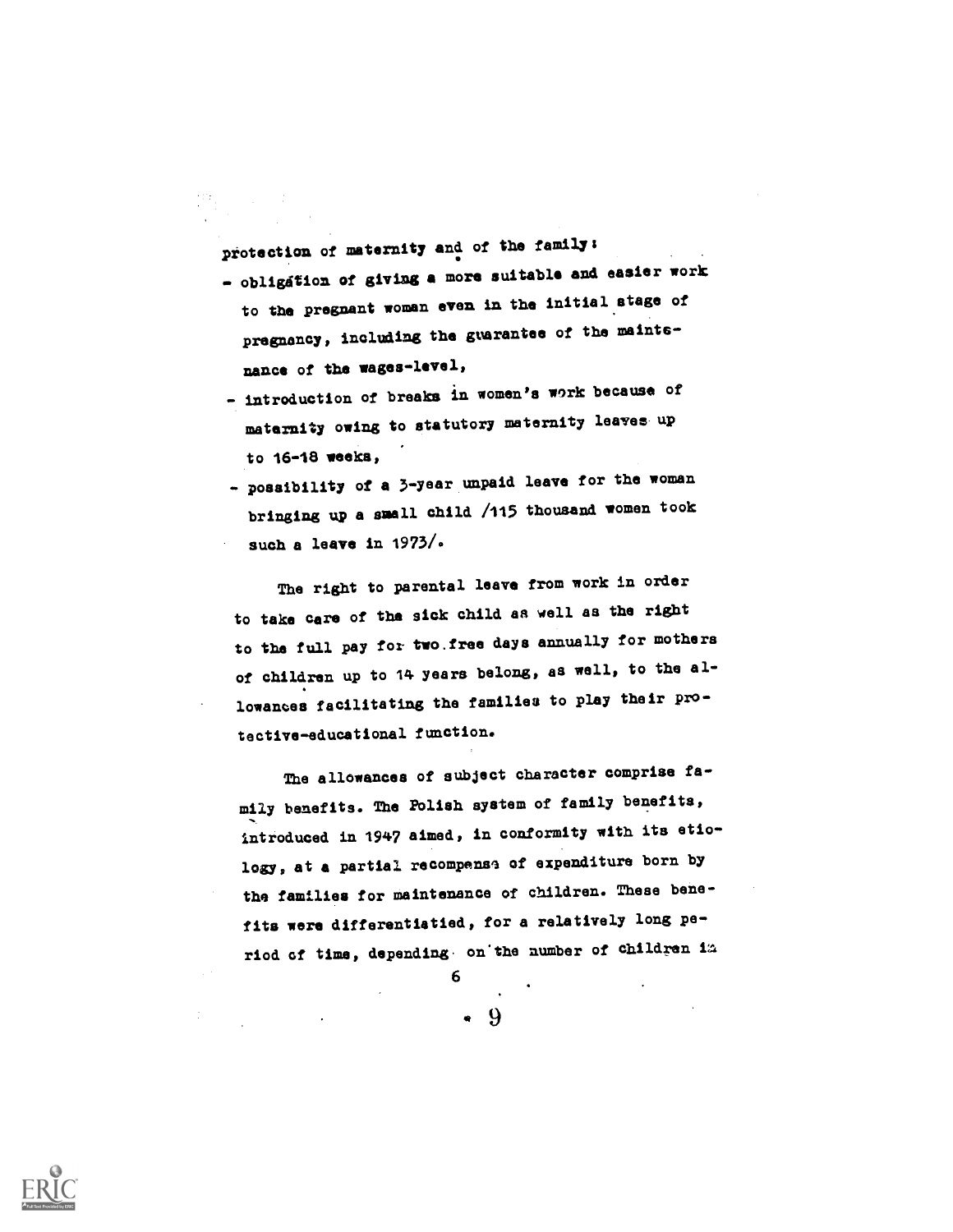protection of maternity and of the family:

- obligation of giving a more suitable and easier work to the pregnant woman even in the initial stage of pregnancy, including the guarantee of the maintenance of the wages-level,
- introduction of breaks in women's work because of maternity owing to statutory maternity leaves up to 16-18 weeks,
- possibility of a 3-year unpaid leave for the woman bringing up a small child /115 thousand women took such a leave in 1973/.

The right to parental leave from work in order to take care of the sick child as well as the right to the full pay for two free days annually for mothers of children up to 14 years belong, as well, to the allowances facilitating the families to play their protective-educational function.

The allowances of subject character comprise family benefits. The Polish system of family benefits, introduced in 1947 aimed, in conformity with its etiology, at a partial recompense of expenditure born by the families for maintenance of children. These benefits were differentiated, for a relatively long period of time, depending on the number of children in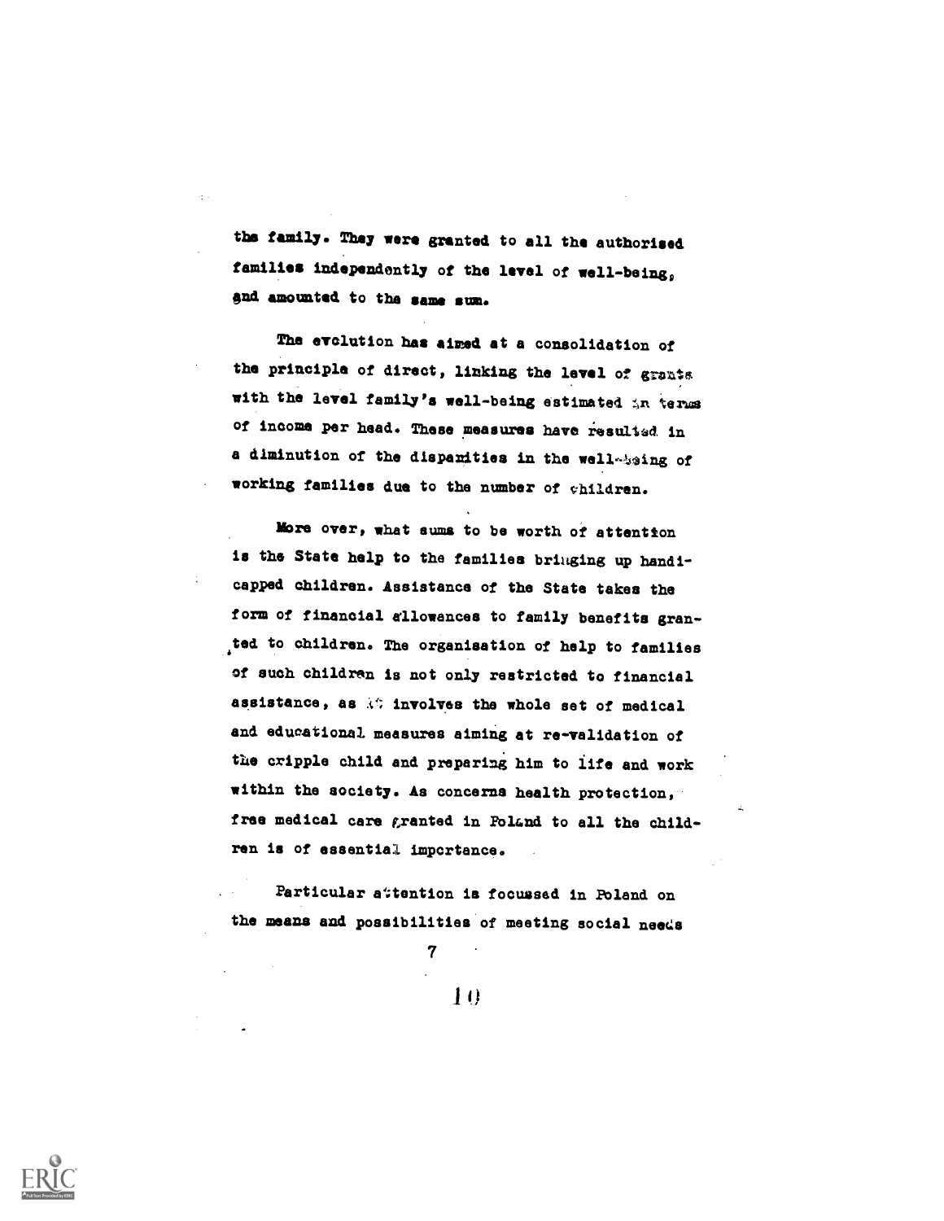the family. They were granted to all the authorised families independently of the level of well-being, and amounted to the same sum.

The evolution has aimed at a consolidation of the principle of direct, linking the level of grants with the level family's well-being estimated in terms of income per head. These measures have resulted in a diminution of the disparities in the well-being of working families due to the number of children.

More over, what sums to be worth of attention is the State help to the families bringing up handicapped children. Assistance of the State takes the form of financial allowances to family benefits granted to children. The organisation of help to families of such children is not only restricted to financial assistance, as it involves the whole set of medical and educational measures aiming at re-validation of the cripple child and preparing him to life and work within the society. As concerns health protection, free medical care granted in Poland to all the children is of essential importance.

Particular attention is focussed in Poland on the means and possibilities of meeting social needs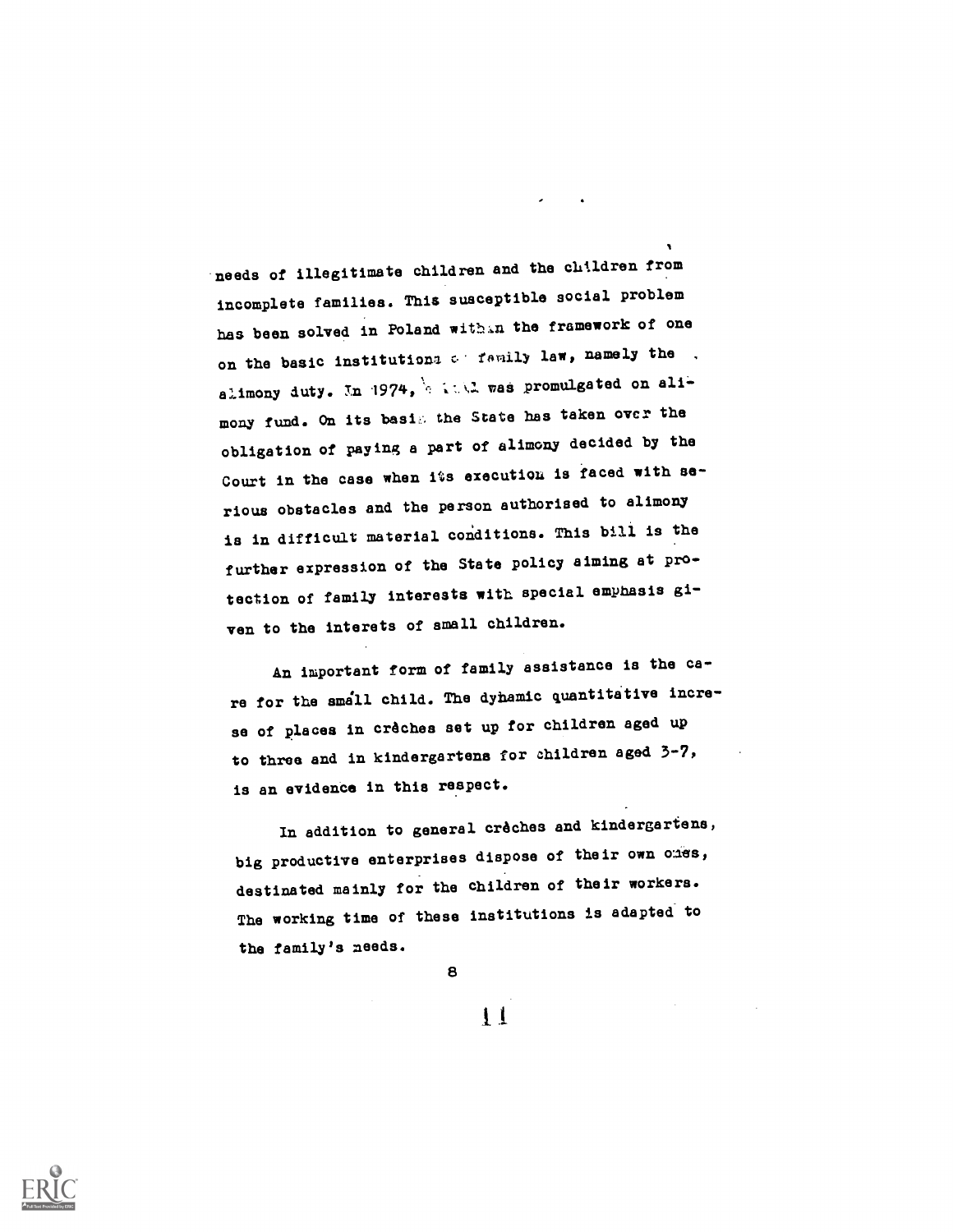needs of illegitimate children and the children from incomplete families. This susceptible social problem has been solved in Poland within the framework of one on the basic institutions of family law, namely the alimony duty. In 1974, a bill was promulgated on alimony fund. On its basis the State has taken over the obligation of paying a part of alimony decided by the Court in the case when its execution is faced with serious obstacles and the person authorised to alimony is in difficult material conditions. This bill is the further expression of the State policy aiming at protection of family interests with special emphasis given to the interets of small children.

An important form of family assistance is the care for the small child. The dynamic quantitative increase of places in crèches set up for children aged up to three and in kindergartens for children aged 3-7, is an evidence in this respect.

In addition to general crèches and kindergartens, big productive enterprises dispose of their own ones, destinated mainly for the children of their workers. The working time of these institutions is adapted to the family's needs.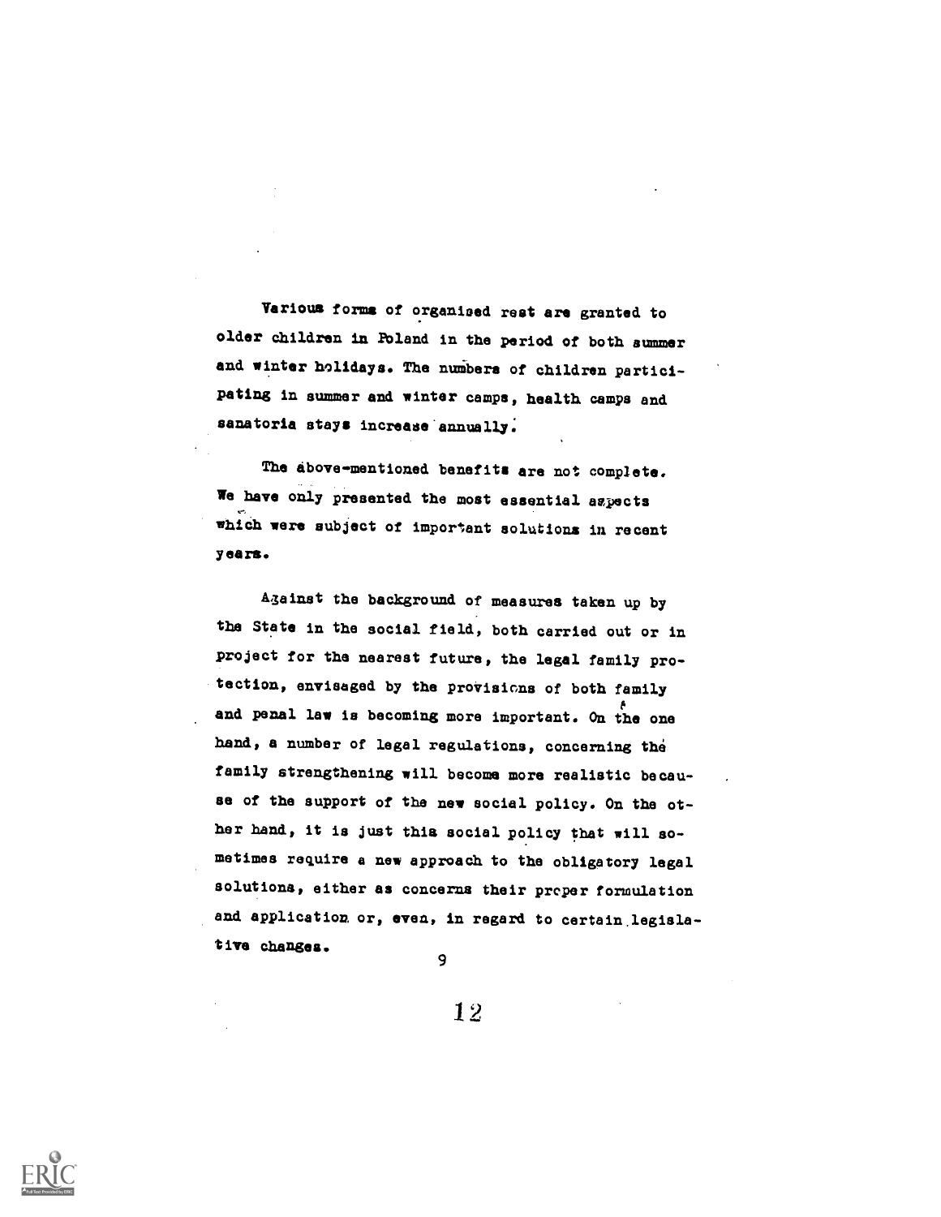Various forms of organised rest are granted to older children in Poland in the period of both summer and winter holidays. The numbers of children participating in summer and winter camps, health camps and sanatoria stays increase annually.

The above-mentioned benefits are not complete. We have only presented the most essential aspects which were subject of important solutions in recent years.

Against the background of measures taken up by the State in the social field, both carried out or in project for the nearest future, the legal family protection, envisaged by the provisions of both family and penal law is becoming more important. On the one hand, a number of legal regulations, concerning the family strengthening will become more realistic because of the support of the new social policy. On the other hand, it is just this social policy that will sometimes require a new approach to the obligatory legal solutions, either as concerns their proper formulation and application or, even, in regard to certain legislative changes.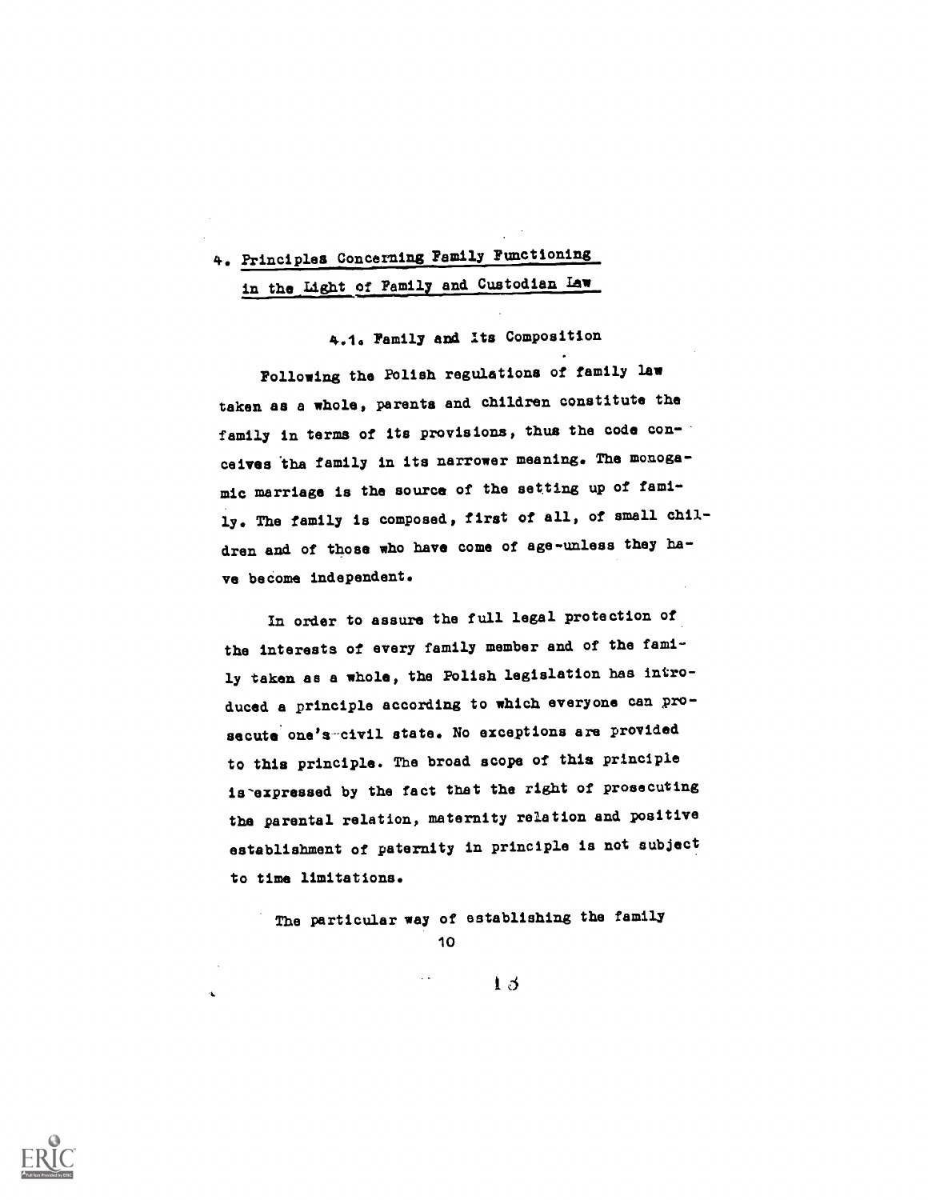## 4. Principles Concerning Family Functioning in the Light of Family and Custodian Law

### 4.1. Family and Its Composition

Following the Polish regulations of family law taken as a whole, parents and children constitute the family in terms of its provisions, thus the code conceives tha family in its narrower meaning. The monogamic marriage is the source of the setting up of family. The family is composed, first of all, of small children and of those who have come of age-unless they have become independent.

In order to assure the full legal protection of the interests of every family member and of the family taken as a whole, the Polish legislation has introduced a principle according to which everyone can prosecute one's civil state. No exceptions are provided to this principle. The broad scope of this principle is expressed by the fact that the right of prosecuting tha parental relation, maternity relation and positive establishment of paternity in principle is not subject to time limitations.

The particular way of establishing the family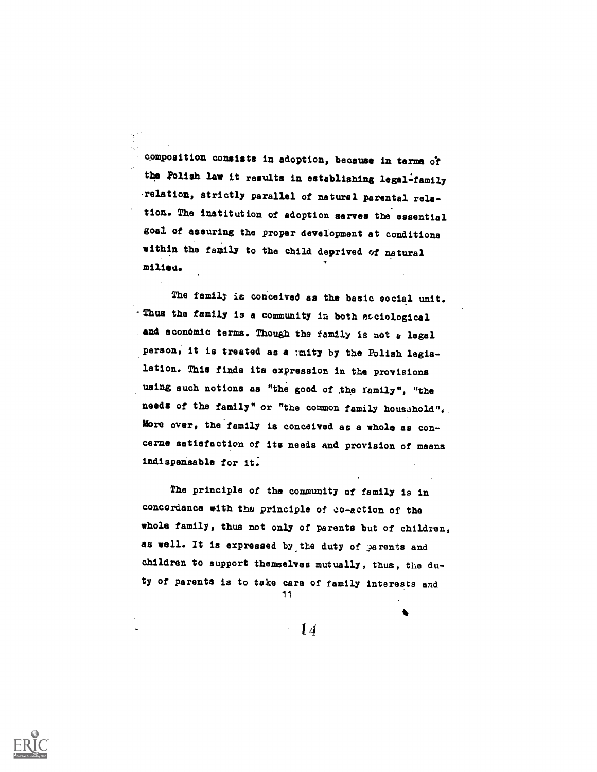composition consists in adoption, because in terms of the Polish law it results in establishing legal-family relation, strictly parallel of natural parental relation. The institution of adoption serves the essential goal of assuring the proper development at conditions within the family to the child deprived of natural milieu.

The family is conceived as the basic social unit. Thus the family is a community in both sociological and economic terms. Though the family is not a legal person, it is treated as a unity by the Polish legislation. This finds its expression in the provisions using such notions as "the good of the family", "the needs of the family" or "the common family household". More over, the family is conceived as a whole as concerns satisfaction of its needs and provision of means indispensable for it.

The principle of the community of family is in concordance with the principle of co-action of the whole family, thus not only of parents but of children, as well. It is expressed by the duty of parents and children to support themselves mutually, thus, the duty of parents is to take care of family interests and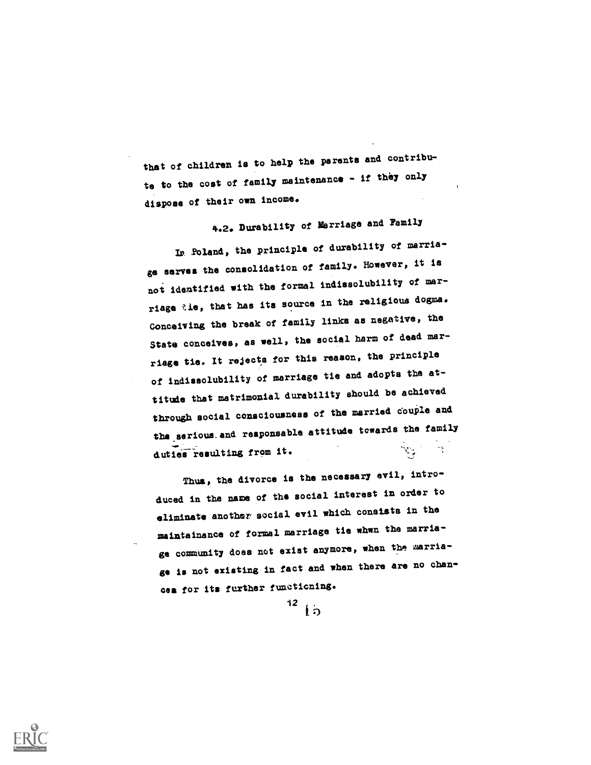that of children is to help the parents and contribute to the cost of family maintenance - if they only dispose of their own income.

### 4.2. Durability of Marriage and Family

In Poland, the principle of durability of marriage serves the consolidation of family. However, it is not identified with the formal indissolubility of marriage tie, that has its source in the religious dogma. Conceiving the break of family links as negative, the State conceives, as well, the social harm of dead marriage tie. It rejects for this reason, the principle of indissolubility of marriage tie and adopts the attitude that matrimonial durability should be achieved through social consciousness of the married couple and the serious and responsable attitude towards the family duties resulting from it.

Thus, the divorce is the necessary evil, introduced in the name of the social interest in order to eliminate another social evil which consists in the maintainance of formal marriage tie whwn the marriage community does not exist anymore, when the marriage is not existing in fact and when there are no chances for its further functioning.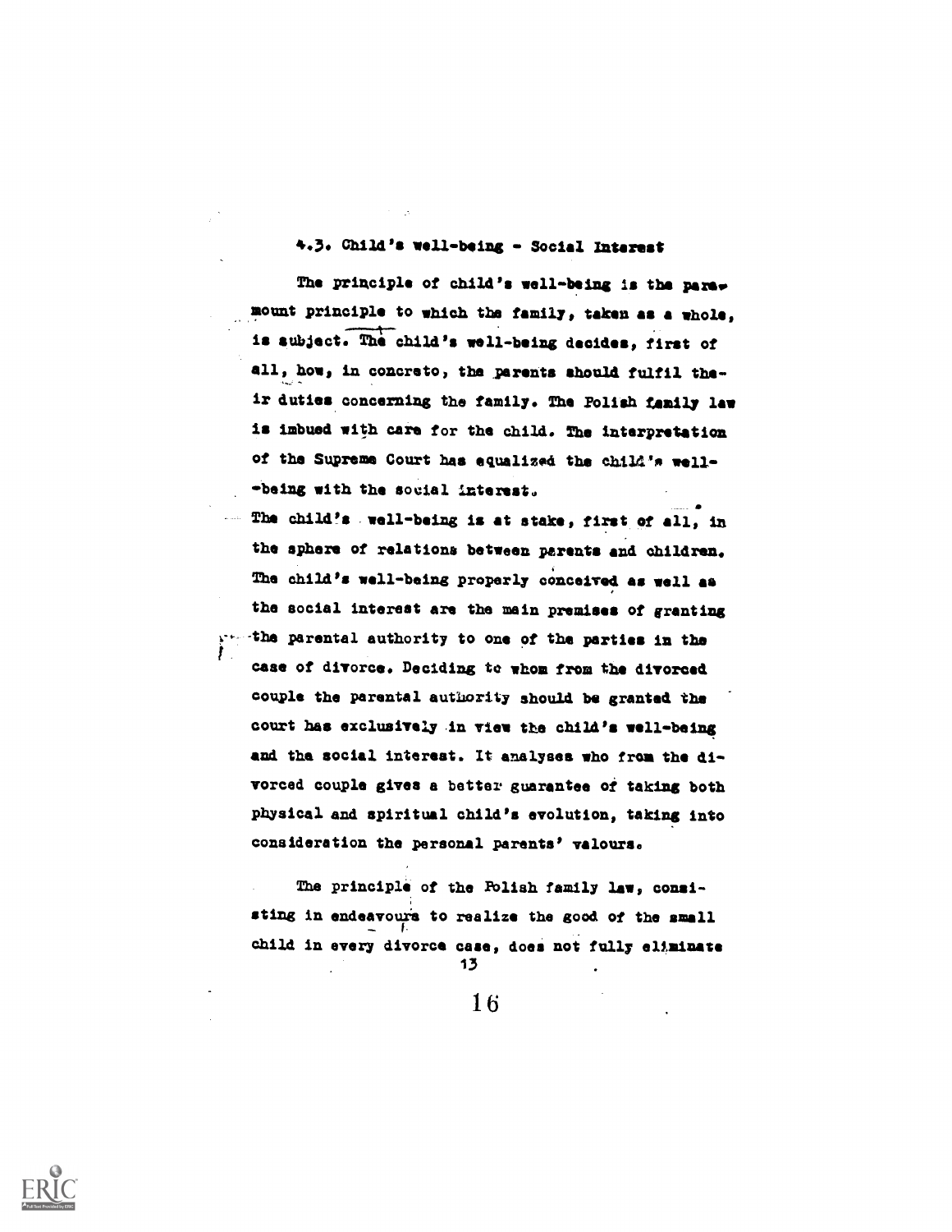### 4.3. Child's well-being - Social Interest

The principle of child's well-being is the paramount principle to which the family, taken as a whole, is subject. The child's well-being decides, first of all, how, in concreto, the parents should fulfil their duties concerning the family. The Polish family law is imbued with care for the child. The interpretation of the Supreme Court has equalized the child's well-being with the social interest.

The child's well-being is at stake, first of all, in the sphere of relations between parents and children. The child's well-being properly conceived as well as the social interest are the main premises of granting the parental authority to one of the parties in the case of divorce. Deciding to whom from the divorced couple the parental authority should be granted the court has exclusively in view the child's well-being and the social interest. It analyses who from the divorced couple gives a better guarantee of taking both physical and spiritual child's evolution, taking into consideration the personal parents' valours.

The principle of the Polish family law, consisting in endeavours to realize the good of the small child in every divorce case, does not fully eliminate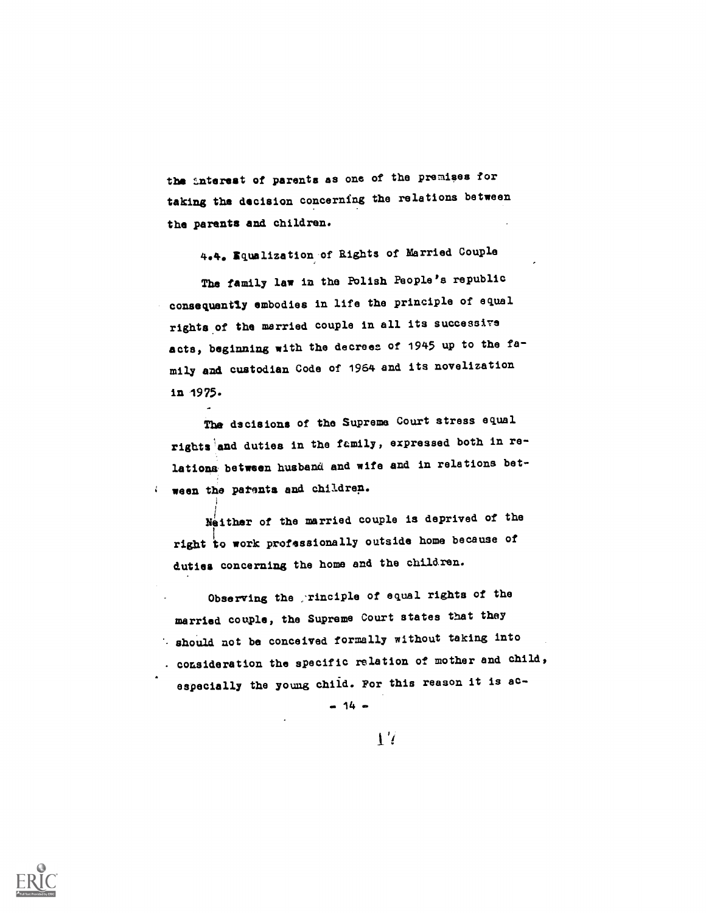the interest of parents as one of the premises for taking the decision concerning the relations between the parents and children.

### 4.4. Equalization of Rights of Married Couple

The family law in the Polish People's republic consequently embodies in life the principle of equal rights of the married couple in all its successive acts, beginning with the decrees of 1945 up to the family and custodian Code of 1964 and its novelization in 1975.

The decisions of the Supreme Court stress equal rights and duties in the family, expressed both in relations between husband and wife and in relations between the parents and children.

Neither of the married couple is deprived of the right to work professionally outside home because of duties concerning the home and the children.

Observing the principle of equal rights of the married couple, the Supreme Court states that they should not be conceived formally without taking into consideration the specific relation of mother and child, especially the young child. For this reason it is ac-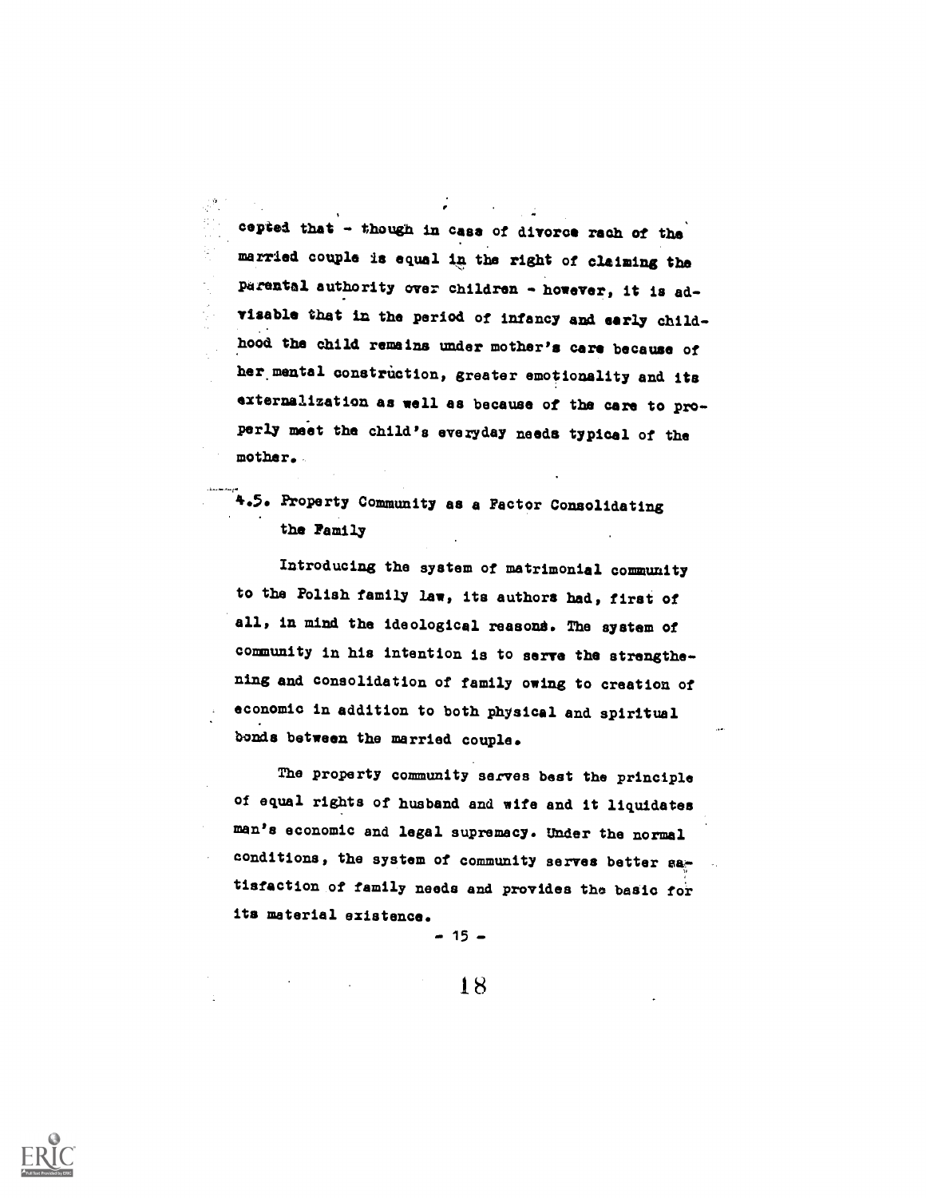cepted that - though in case of divorce each of the married couple is equal in the right of claiming the parental authority over children - however, it is advisable that in the period of infancy and early childhood the child remains under mother's care because of her mental construction, greater emotionality and its externalization as well as because of the care to properly meet the child's everyday needs typical of the mother.

### 4.5. Property Community as a Factor Consolidating the Family

Introducing the system of matrimonial community to the Polish family law, its authors had, first of all, in mind the ideological reasons. The system of community in his intention is to serve the strengthening and consolidation of family owing to creation of economic in addition to both physical and spiritual bonds between the married couple.

The property community serves best the principle of equal rights of husband and wife and it liquidates man's economic and legal supremacy. Under the normal conditions, the system of community serves better satisfaction of family needs and provides the basic for its material existence.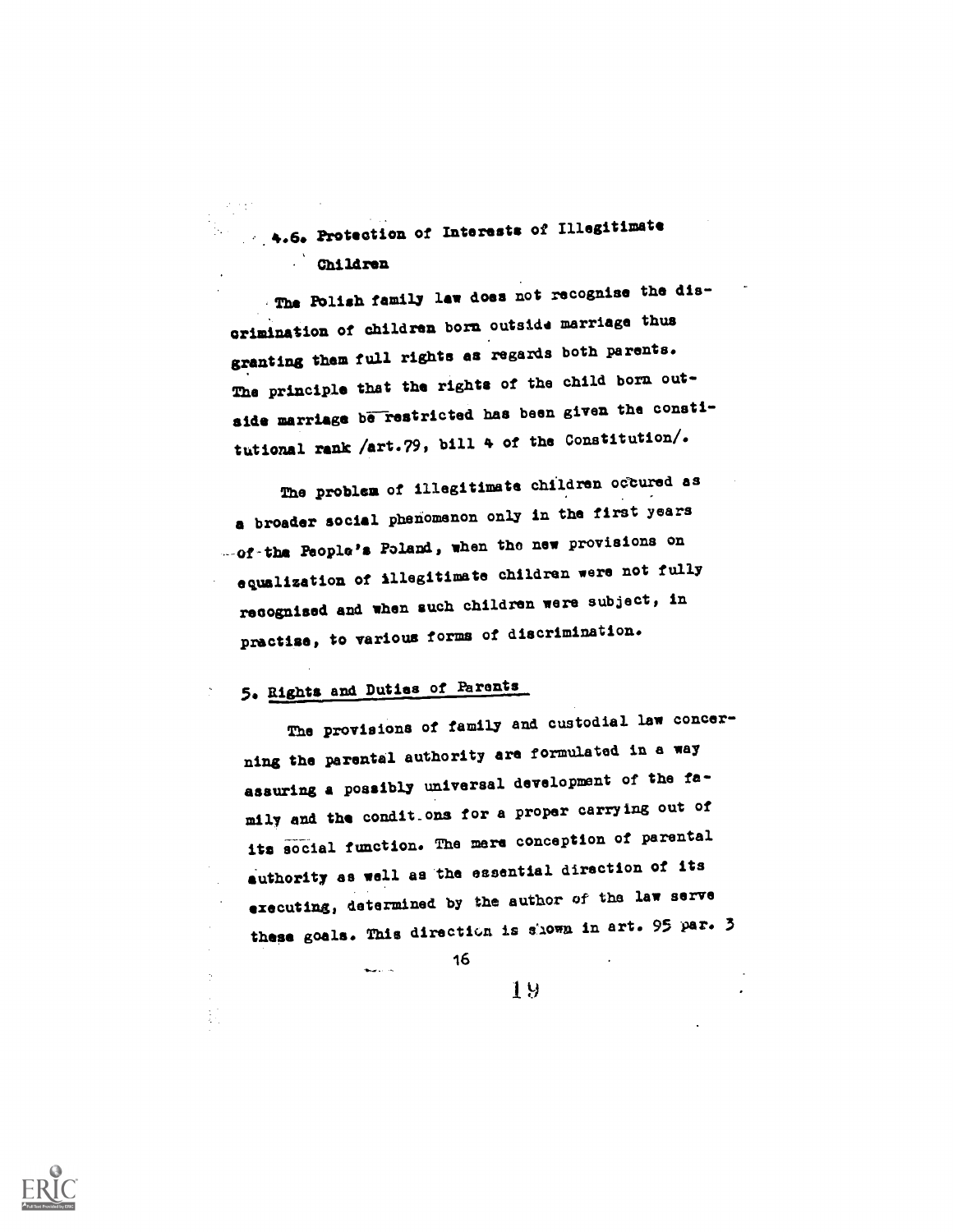### 4.6. Protection of Interests of Illegitimate Children

The Polish family law does not recognise the discrimination of children born outside marriage thus granting them full rights as regards both parents. The principle that the rights of the child born outside marriage be restricted has been given the constitutional rank /art.79, bill 4 of the Constitution/.

The problem of illegitimate children occured as a broader social phenomenon only in the first years of the People's Poland, when the new provisions on equalization of illegitimate children were not fully recognised and when such children were subject, in practise, to various forms of discrimination.

## 5. Rights and Duties of Parents

The provisions of family and custodial law concerning the parental authority are formulated in a way assuring a possibly universal development of the family and the conditions for a proper carrying out of its social function. The mere conception of parental authority as well as the essential direction of its executing, determined by the author of the law serve these goals. This direction is shown in art. 95 par. 3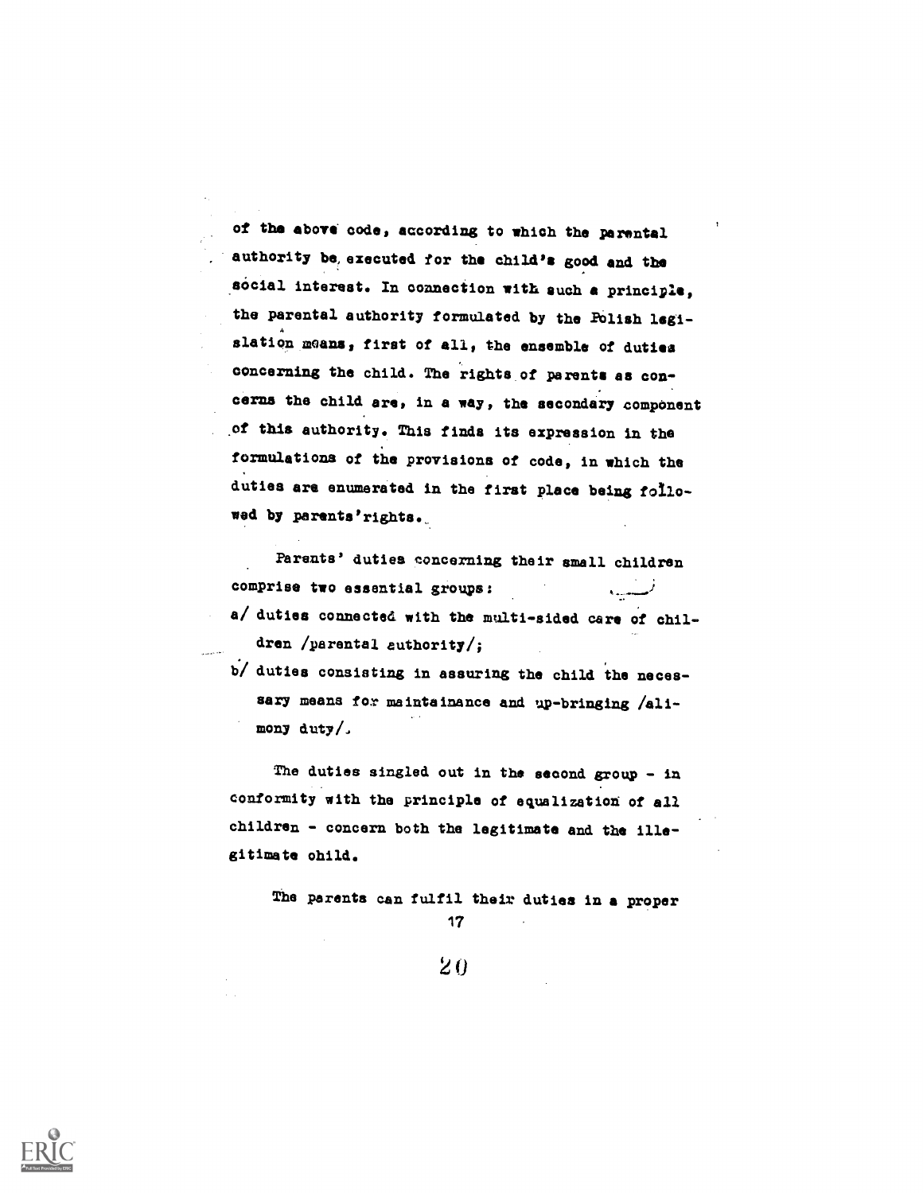of the above code, according to which the parental authority be executed for the child's good and the social interest. In connection with such a principle, the parental authority formulated by the Polish legislation means, first of all, the ensemble of duties concerning the child. The rights of parents as concerns the child are, in a way, the secondary component of this authority. This finds its expression in the formulations of the provisions of code, in which the duties are enumerated in the first place being followed by parents'rights.

Parents' duties concerning their small children comprise two essential groups:

a/ duties connected with the multi-sided care of children /parental authority/;

b/ duties consisting in assuring the child the necessary means for maintainance and up-bringing /alimony duty/.

The duties singled out in the second group - in conformity with the principle of equalization of all children - concern both the legitimate and the illegitimate child.

The parents can fulfil their duties in a proper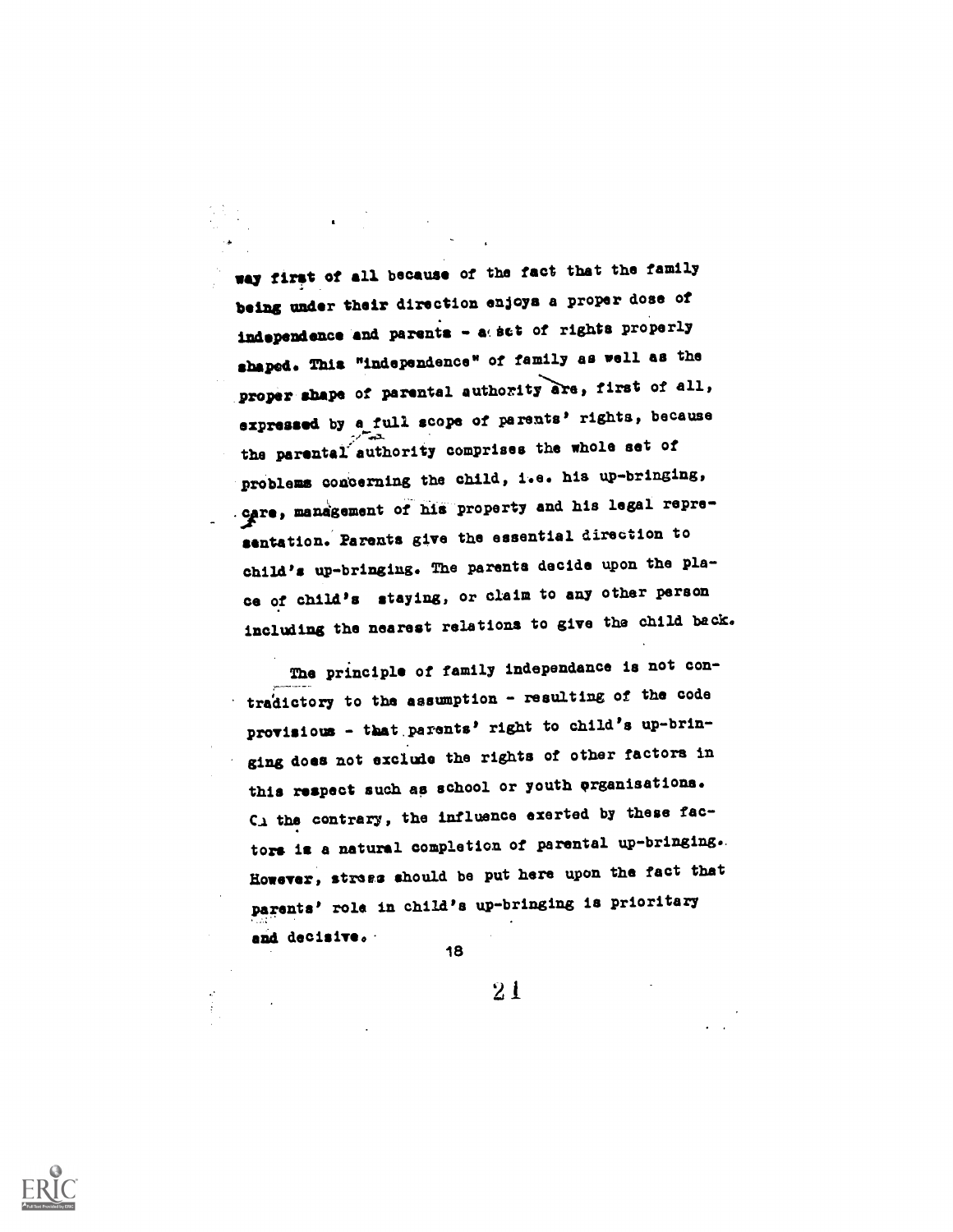way first of all because of the fact that the family being under their direction enjoys a proper dose of independence and parents - a set of rights properly shaped. This "independence" of family as well as the proper shape of parental authority are, first of all, expressed by a full scope of parents' rights, because the parental authority comprises the whole set of problems concerning the child, i.e. his up-bringing, care, management of his property and his legal representation. Parents give the essential direction to child's up-bringing. The parents decide upon the place of child's staying, or claim to any other person including the nearest relations to give the child back.

The principle of family independance is not contradictory to the assumption - resulting of the code provisions - that parents' right to child's up-bringing does not exclude the rights of other factors in this respect such as school or youth organisations. On the contrary, the influence exerted by these factors is a natural completion of parental up-bringing. However, stress should be put here upon the fact that parents' role in child's up-bringing is prioritary and decisive.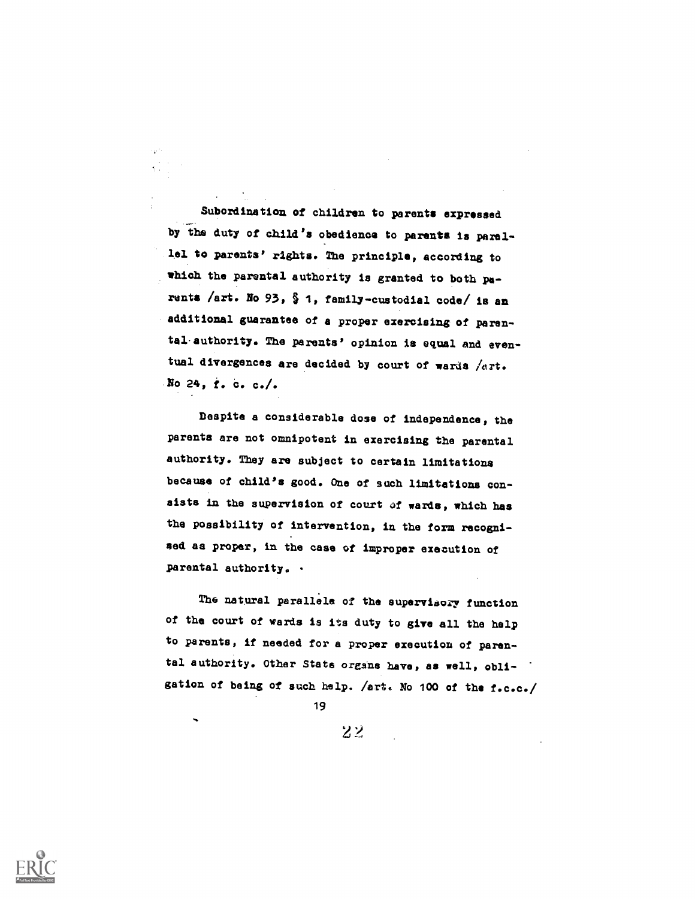Subordination of children to parents expressed by the duty of child's obedience to parents is parallel to parents' rights. The principle, according to which the parental authority is granted to both parents /art. No 93, § 1, family-custodial code/ is an additional guarantee of a proper exercising of parental authority. The parents' opinion is equal and eventual divergences are decided by court of wards /art. No 24, f. c. c./.

Despite a considerable dose of independence, the parents are not omnipotent in exercising the parental authority. They are subject to certain limitations because of child's good. One of such limitations consists in the supervision of court of wards, which has the possibility of intervention, in the form recognised as proper, in the case of improper execution of parental authority.

The natural parallele of the supervisory function of the court of wards is its duty to give all the help to parents, if needed for a proper execution of parental authority. Other State organs have, as well, obligation of being of such help. /art. No 100 of the f.c.c./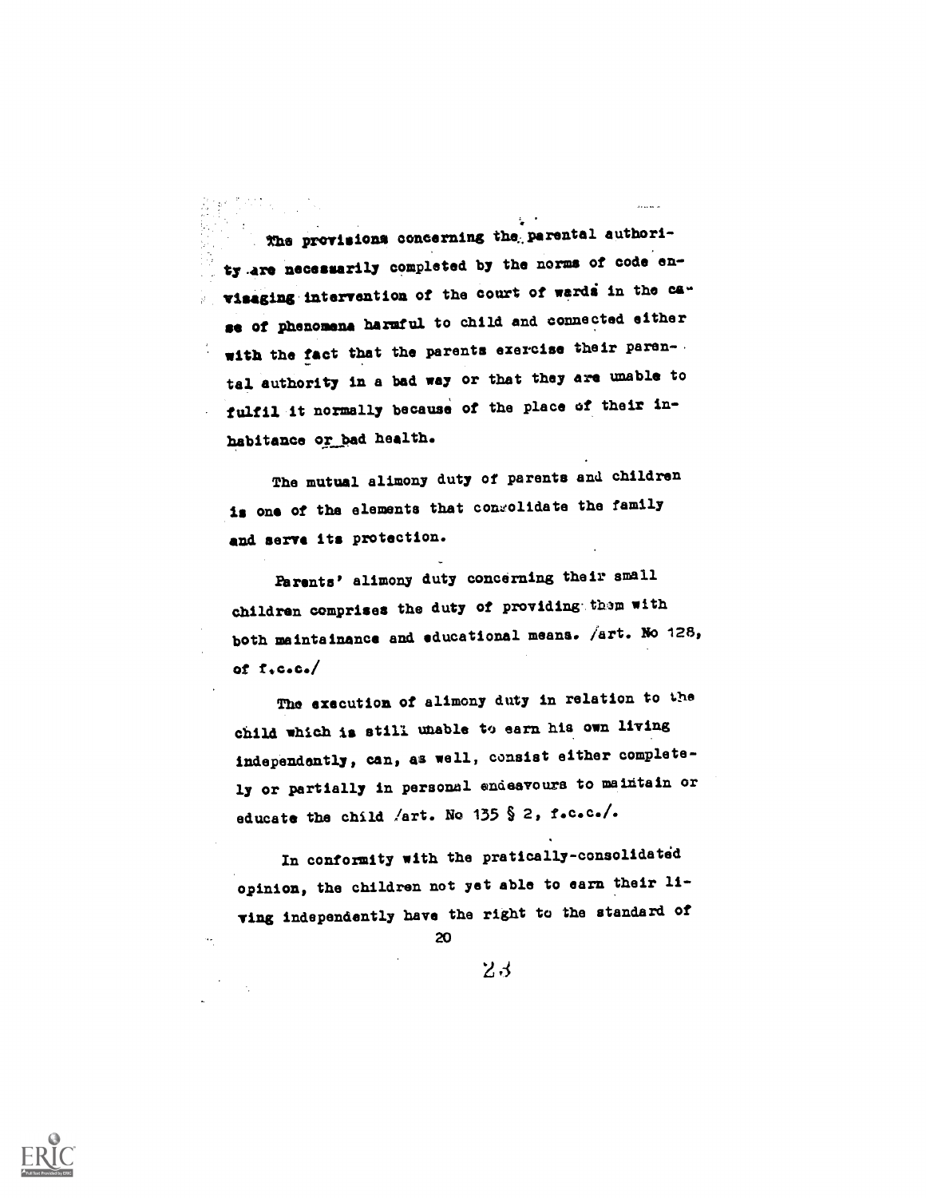The provisions concerning the parental authority are necessarily completed by the norms of code envisaging intervention of the court of wards in the case of phenomena harmful to child and connected either with the fact that the parents exercise their parental authority in a bad way or that they are unable to fulfil it normally because of the place of their inhabitance or bad health.

The mutual alimony duty of parents and children is one of the elements that consolidate the family and serve its protection.

Parents' alimony duty concerning their small children comprises the duty of providing them with both maintainance and educational means. /art. No 128, of f.c.c./

The execution of alimony duty in relation to the child which is still unable to earn his own living independently, can, as well, consist either completely or partially in personal endeavours to maintain or educate the child /art. No 135 § 2, f.c.c./.

In conformity with the pratically-consolidated opinion, the children not yet able to earn their living independently have the right to the standard of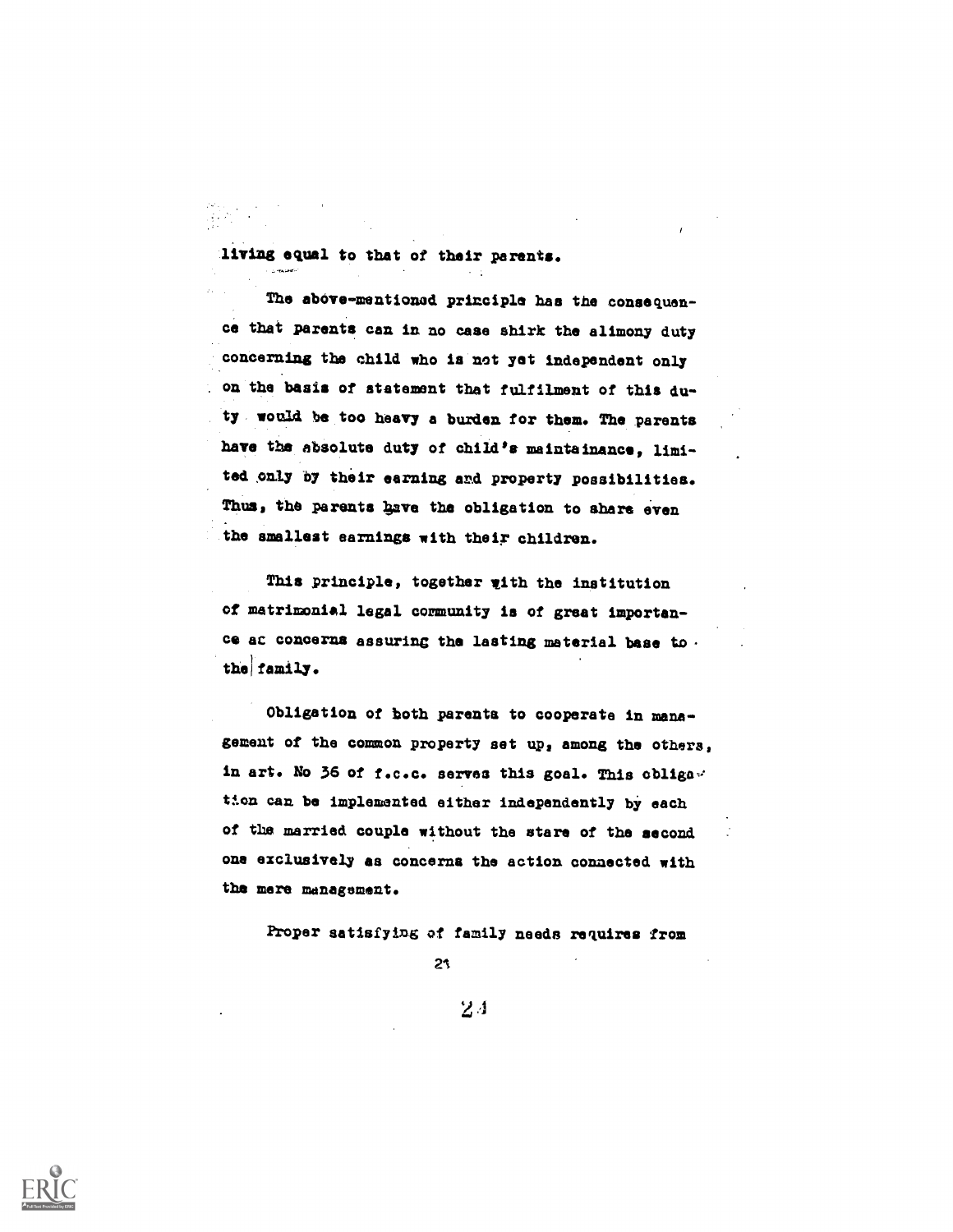living equal to that of their parents.

The above-mentioned principle has the consequence that parents can in no case shirk the alimony duty concerning the child who is not yet independent only on the basis of statement that fulfilment of this duty would be too heavy a burden for them. The parents have the absolute duty of child's maintainance, limited only by their earning and property possibilities. Thus, the parents have the obligation to share even the smallest earnings with their children.

This principle, together with the institution of matrimonial legal community is of great importance as concerns assuring the lasting material base to the family.

Obligation of both parents to cooperate in management of the common property set up, among the others, in art. No 36 of f.c.c. serves this goal. This obligation can be implemented either independently by each of the married couple without the stare of the second one exclusively as concerns the action connected with the mere management.

Proper satisfying of family needs requires from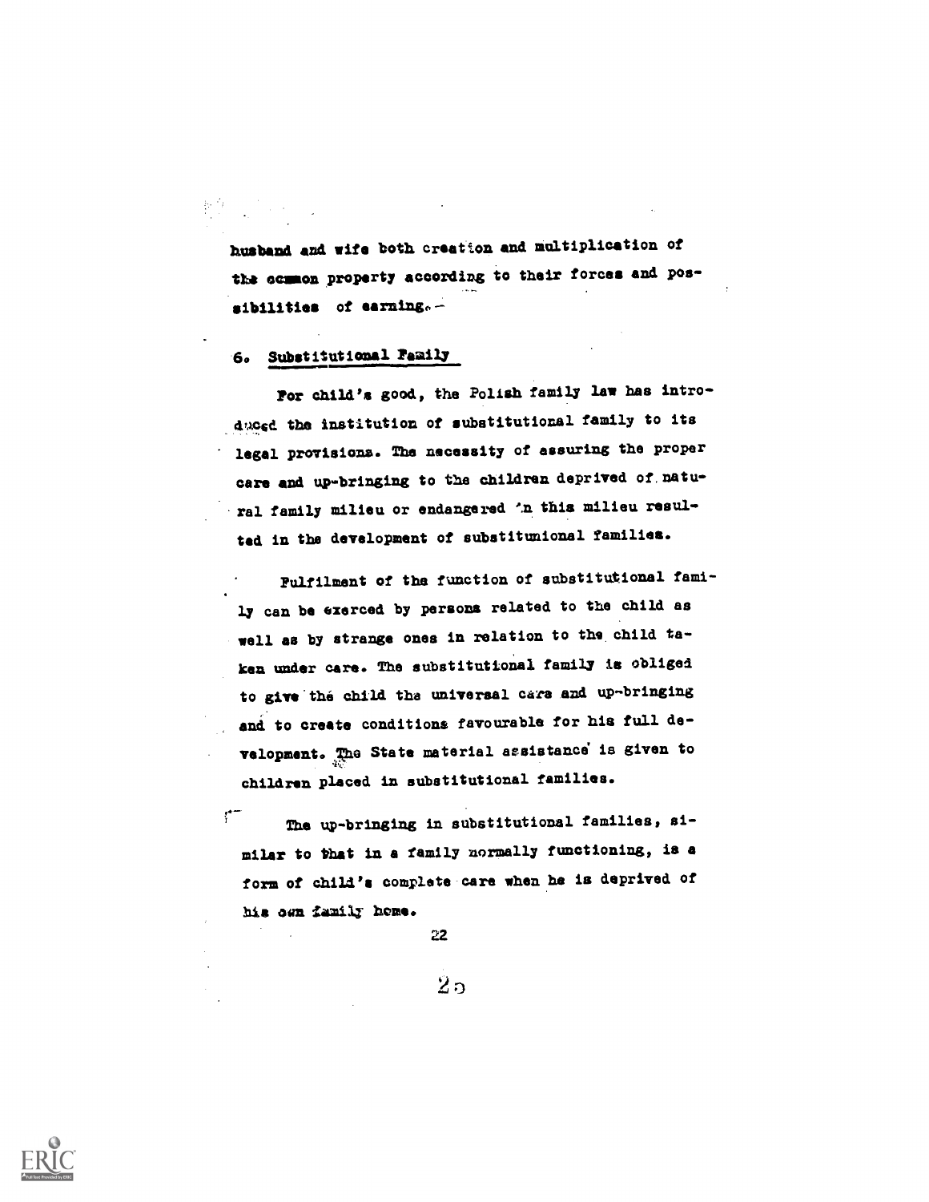husband and wife both creation and multiplication of the common property according to their forces and possibilities of earning.-

## 6. Substitutional Family

For child's good, the Polish family law has introduced the institution of substitutional family to its legal provisions. The necessity of assuring the proper care and up-bringing to the children deprived of natural family milieu or endangered in this milieu resulted in the development of substitunional families.

Fulfilment of the function of substitutional family can be exerced by persons related to the child as well as by strange ones in relation to the child taken under care. The substitutional family is obliged to give the child the universal care and up-bringing and to create conditions favourable for his full development. The State material assistance is given to children placed in substitutional families.

The up-bringing in substitutional families, similar to that in a family normally functioning, is a form of child's complete care when he is deprived of his own family home.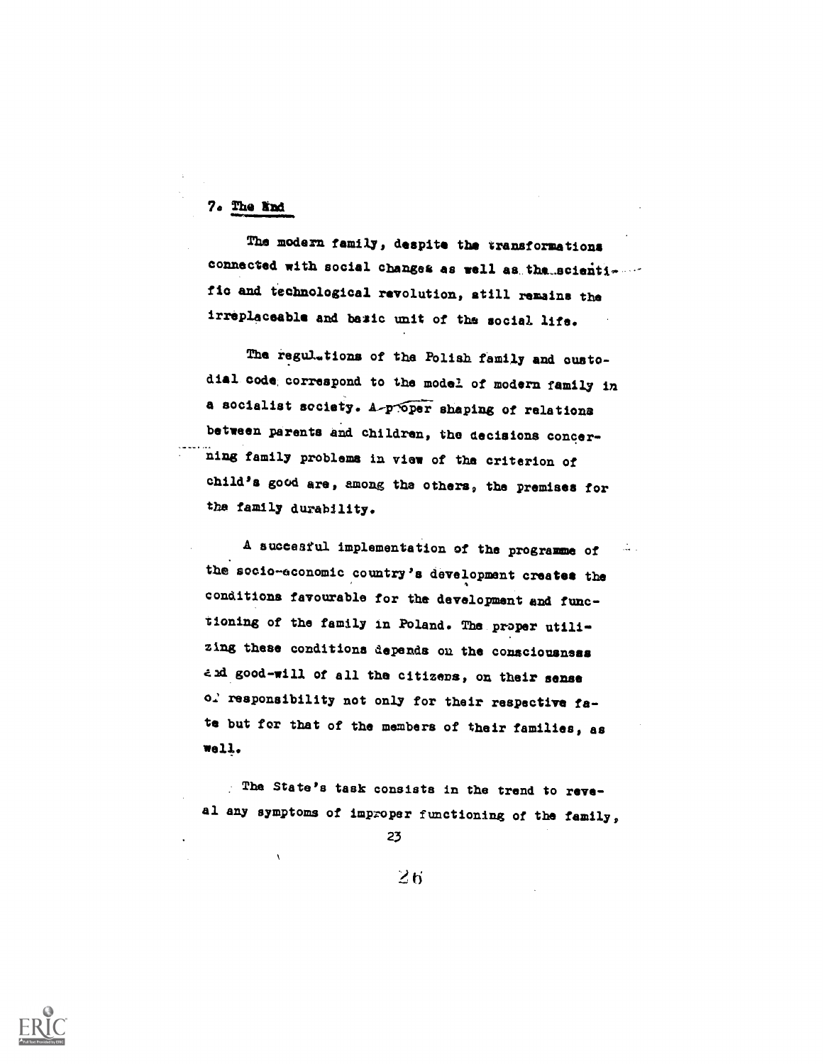## 7. The End

The modern family, despite the transformations connected with social changes as well as the scientific and technological revolution, still remains the irreplaceable and basic unit of the social life.

The regulations of the Polish family and custodial code correspond to the model of modern family in a socialist society. A proper shaping of relations between parents and children, the decisions concerning family problems in view of the criterion of child's good are, among the others, the premises for the family durability.

A succesful implementation of the programme of the socio-economic country's development creates the conditions favourable for the development and functioning of the family in Poland. The proper utilizing these conditions depends on the consciousness and good-will of all the citizens, on their sense of responsibility not only for their respective fate but for that of the members of their families, as well.

The State's task consists in the trend to reveal any symptoms of improper functioning of the family,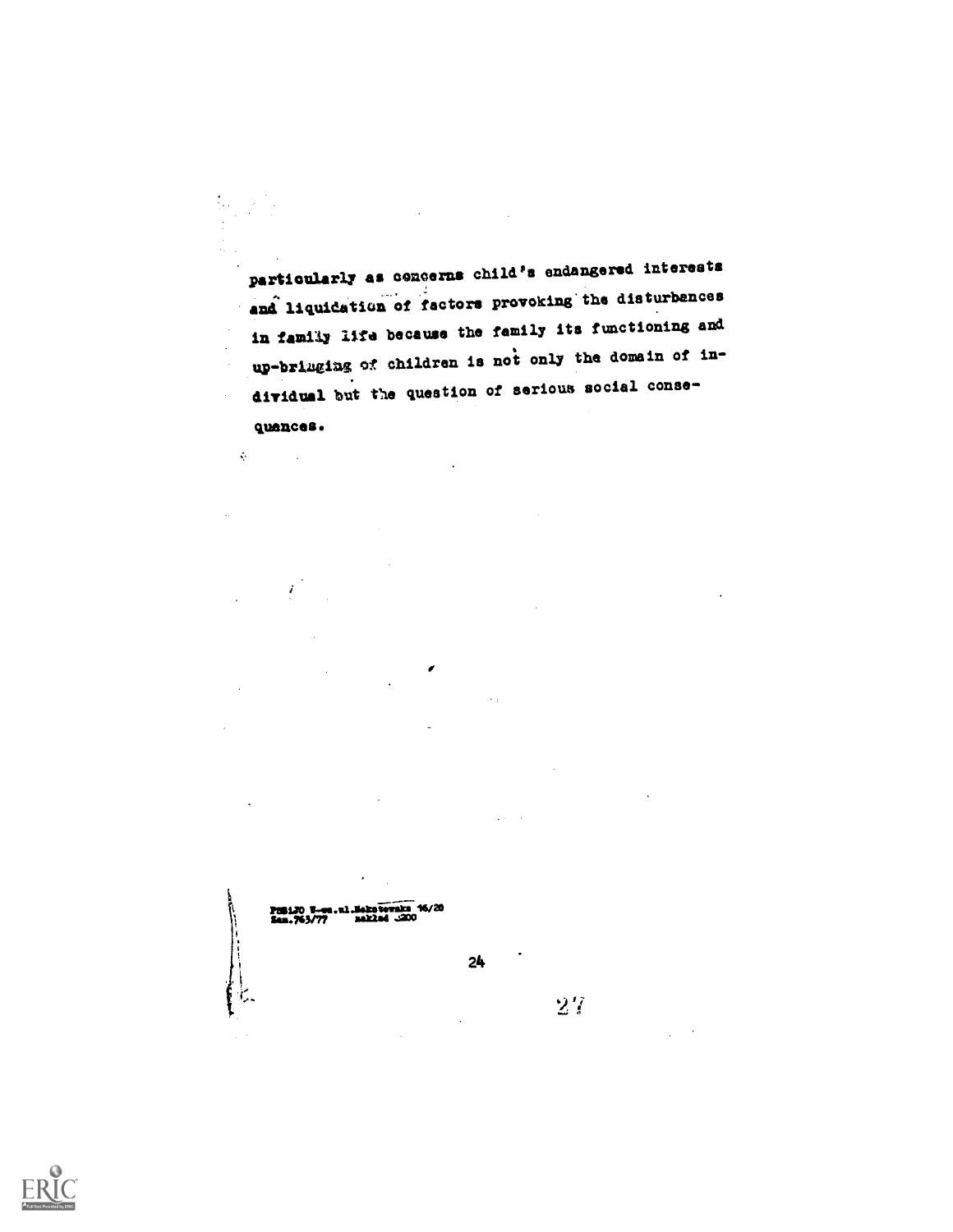particularly as concerns child's endangered interests and liquidation of factors provoking the disturbances in family life because the family its functioning and up-bringing of children is not only the domain of individual but the question of serious social consequences.

PRB120 W-wa.ul.Nakotowska 16/20
Zam.763/77 naklad 200